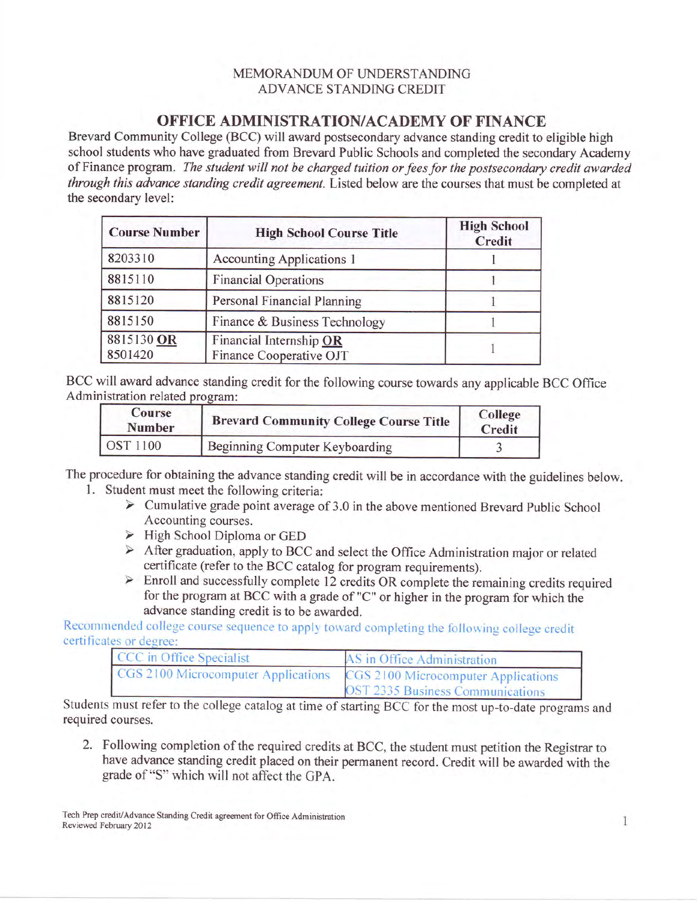MEMORANDUM OF UNDERSTANDING
ADVANCE STANDING CREDIT

# OFFICE ADMINISTRATION/ACADEMY OF FINANCE

Brevard Community College (BCC) will award postsecondary advance standing credit to eligible high school students who have graduated from Brevard Public Schools and completed the secondary Academy of Finance program. *The student will not be charged tuition or fees for the postsecondary credit awarded through this advance standing credit agreement.* Listed below are the courses that must be completed at the secondary level:

| Course Number | High School Course Title | High School Credit |
|---|---|---|
| 8203310 | Accounting Applications 1 | 1 |
| 8815110 | Financial Operations | 1 |
| 8815120 | Personal Financial Planning | 1 |
| 8815150 | Finance & Business Technology | 1 |
| 8815130 **OR** 8501420 | Financial Internship **OR** Finance Cooperative OJT | 1 |

BCC will award advance standing credit for the following course towards any applicable BCC Office Administration related program:

| Course Number | Brevard Community College Course Title | College Credit |
|---|---|---|
| OST 1100 | Beginning Computer Keyboarding | 3 |

The procedure for obtaining the advance standing credit will be in accordance with the guidelines below.

1. Student must meet the following criteria:
   - Cumulative grade point average of 3.0 in the above mentioned Brevard Public School Accounting courses.
   - High School Diploma or GED
   - After graduation, apply to BCC and select the Office Administration major or related certificate (refer to the BCC catalog for program requirements).
   - Enroll and successfully complete 12 credits OR complete the remaining credits required for the program at BCC with a grade of "C" or higher in the program for which the advance standing credit is to be awarded.

Recommended college course sequence to apply toward completing the following college credit certificates or degree:

| CCC in Office Specialist | AS in Office Administration |
|---|---|
| CGS 2100 Microcomputer Applications | CGS 2100 Microcomputer Applications<br>OST 2335 Business Communications |

Students must refer to the college catalog at time of starting BCC for the most up-to-date programs and required courses.

2. Following completion of the required credits at BCC, the student must petition the Registrar to have advance standing credit placed on their permanent record. Credit will be awarded with the grade of "S" which will not affect the GPA.

Tech Prep credit/Advance Standing Credit agreement for Office Administration
Reviewed February 2012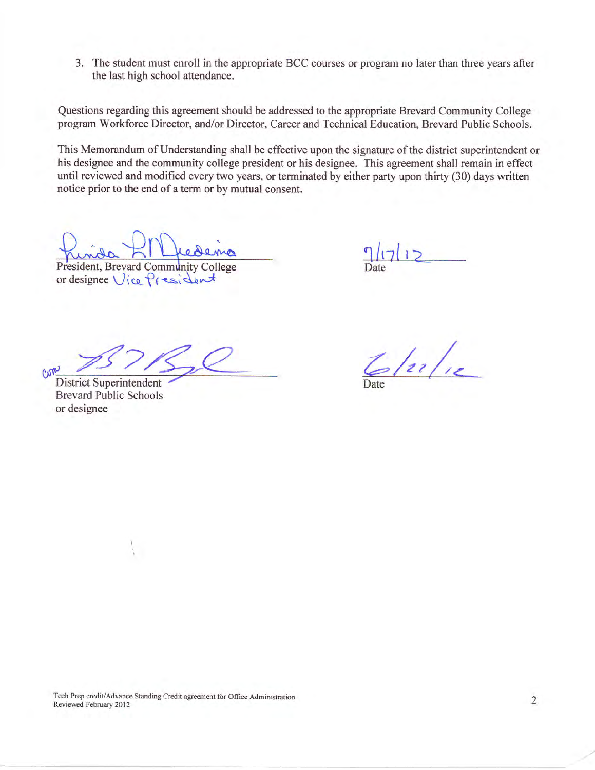3. The student must enroll in the appropriate BCC courses or program no later than three years after the last high school attendance.

Questions regarding this agreement should be addressed to the appropriate Brevard Community College program Workforce Director, and/or Director, Career and Technical Education, Brevard Public Schools.

This Memorandum of Understanding shall be effective upon the signature of the district superintendent or his designee and the community college president or his designee. This agreement shall remain in effect until reviewed and modified every two years, or terminated by either party upon thirty (30) days written notice prior to the end of a term or by mutual consent.

President, Brevard Community College or designee Vice President — Date 7/17/12

District Superintendent Brevard Public Schools or designee — Date 6/22/12

Tech Prep credit/Advance Standing Credit agreement for Office Administration
Reviewed February 2012